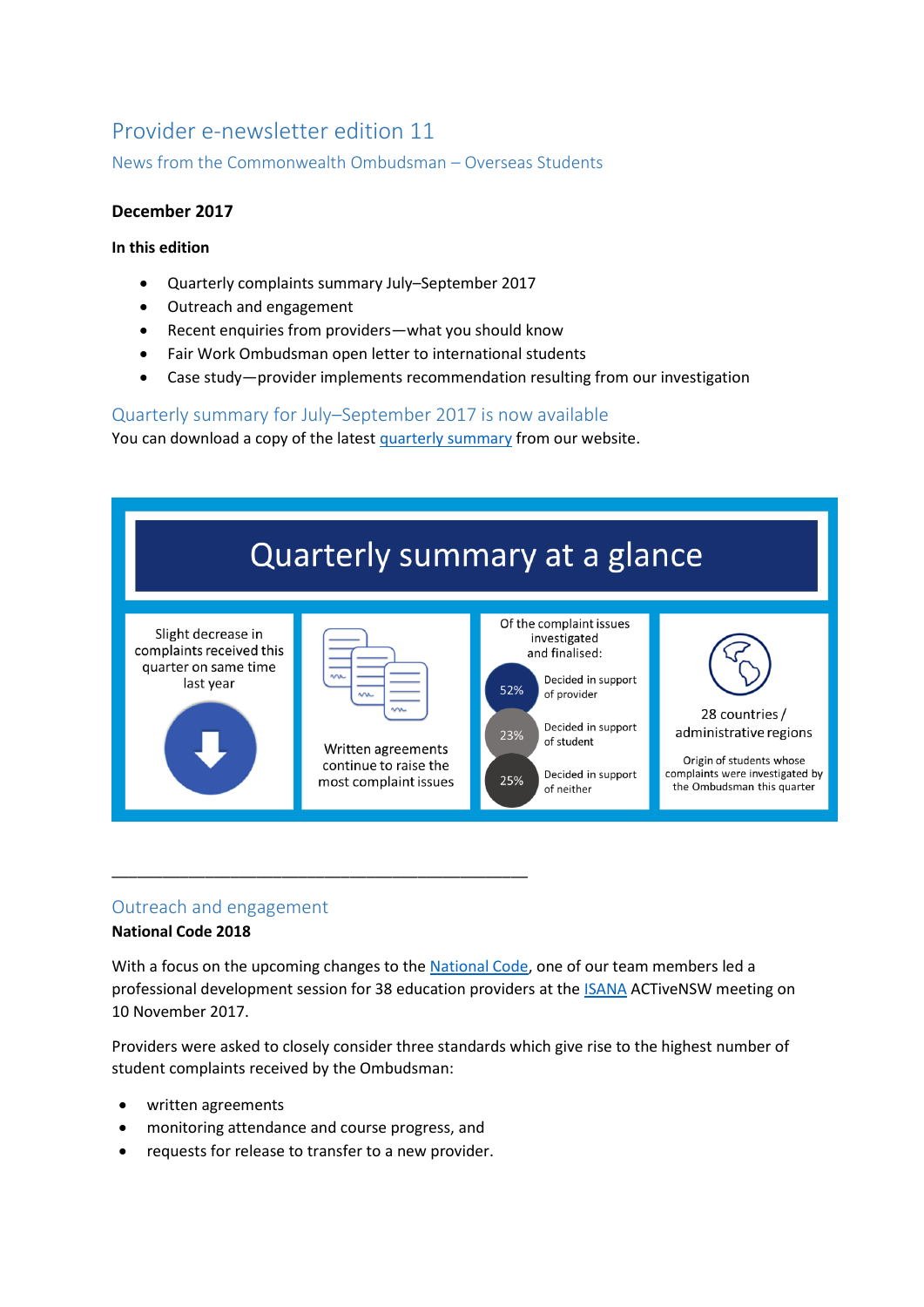# Provider e-newsletter edition 11

## News from the Commonwealth Ombudsman – Overseas Students

**December 2017**

**In this edition**

- Quarterly complaints summary July–September 2017
- Outreach and engagement
- Recent enquiries from providers—what you should know
- Fair Work Ombudsman open letter to international students
- Case study—provider implements recommendation resulting from our investigation

## Quarterly summary for July–September 2017 is now available

You can download a copy of the latest quarterly summary from our website.

Quarterly summary at a glance

Slight decrease in complaints received this quarter on same time last year

Written agreements continue to raise the most complaint issues

Of the complaint issues investigated and finalised:

52% Decided in support of provider

23% Decided in support of student

25% Decided in support of neither

28 countries / administrative regions

Origin of students whose complaints were investigated by the Ombudsman this quarter

---

## Outreach and engagement

**National Code 2018**

With a focus on the upcoming changes to the National Code, one of our team members led a professional development session for 38 education providers at the ISANA ACTiveNSW meeting on 10 November 2017.

Providers were asked to closely consider three standards which give rise to the highest number of student complaints received by the Ombudsman:

- written agreements
- monitoring attendance and course progress, and
- requests for release to transfer to a new provider.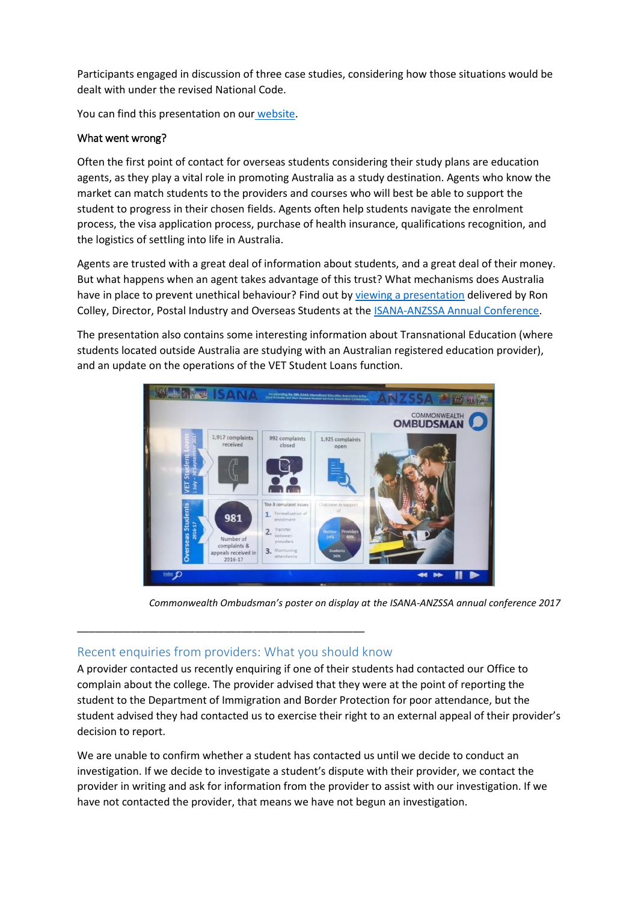Participants engaged in discussion of three case studies, considering how those situations would be dealt with under the revised National Code.

You can find this presentation on our website.

#### What went wrong?

Often the first point of contact for overseas students considering their study plans are education agents, as they play a vital role in promoting Australia as a study destination. Agents who know the market can match students to the providers and courses who will best be able to support the student to progress in their chosen fields. Agents often help students navigate the enrolment process, the visa application process, purchase of health insurance, qualifications recognition, and the logistics of settling into life in Australia.

Agents are trusted with a great deal of information about students, and a great deal of their money. But what happens when an agent takes advantage of this trust? What mechanisms does Australia have in place to prevent unethical behaviour? Find out by viewing a presentation delivered by Ron Colley, Director, Postal Industry and Overseas Students at the ISANA-ANZSSA Annual Conference.

The presentation also contains some interesting information about Transnational Education (where students located outside Australia are studying with an Australian registered education provider), and an update on the operations of the VET Student Loans function.

*Commonwealth Ombudsman's poster on display at the ISANA-ANZSSA annual conference 2017*

---

## Recent enquiries from providers: What you should know

A provider contacted us recently enquiring if one of their students had contacted our Office to complain about the college. The provider advised that they were at the point of reporting the student to the Department of Immigration and Border Protection for poor attendance, but the student advised they had contacted us to exercise their right to an external appeal of their provider's decision to report.

We are unable to confirm whether a student has contacted us until we decide to conduct an investigation. If we decide to investigate a student's dispute with their provider, we contact the provider in writing and ask for information from the provider to assist with our investigation. If we have not contacted the provider, that means we have not begun an investigation.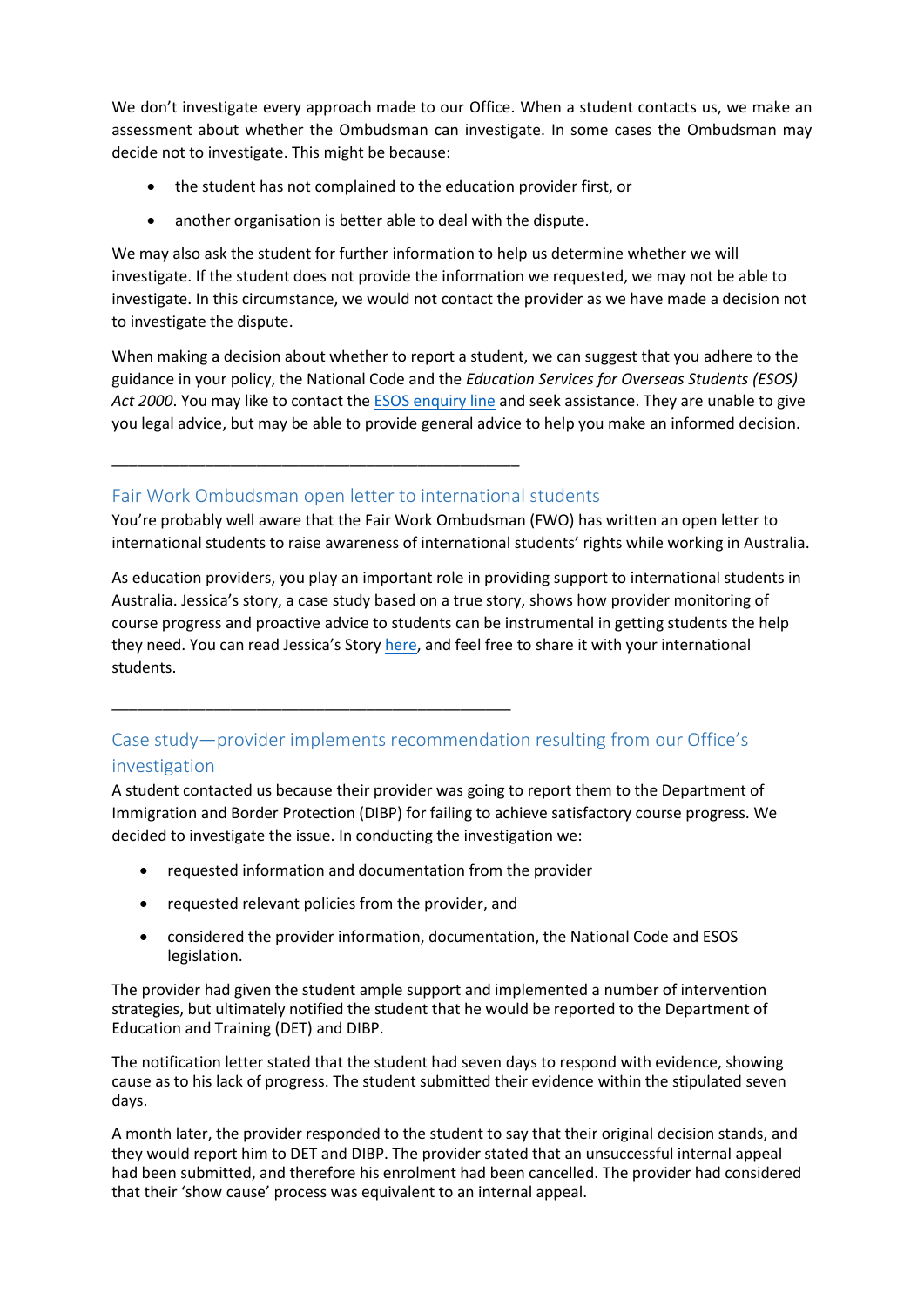We don't investigate every approach made to our Office. When a student contacts us, we make an assessment about whether the Ombudsman can investigate. In some cases the Ombudsman may decide not to investigate. This might be because:

- the student has not complained to the education provider first, or
- another organisation is better able to deal with the dispute.

We may also ask the student for further information to help us determine whether we will investigate. If the student does not provide the information we requested, we may not be able to investigate. In this circumstance, we would not contact the provider as we have made a decision not to investigate the dispute.

When making a decision about whether to report a student, we can suggest that you adhere to the guidance in your policy, the National Code and the *Education Services for Overseas Students (ESOS) Act 2000*. You may like to contact the ESOS enquiry line and seek assistance. They are unable to give you legal advice, but may be able to provide general advice to help you make an informed decision.

---

## Fair Work Ombudsman open letter to international students

You're probably well aware that the Fair Work Ombudsman (FWO) has written an open letter to international students to raise awareness of international students' rights while working in Australia.

As education providers, you play an important role in providing support to international students in Australia. Jessica's story, a case study based on a true story, shows how provider monitoring of course progress and proactive advice to students can be instrumental in getting students the help they need. You can read Jessica's Story here, and feel free to share it with your international students.

---

## Case study—provider implements recommendation resulting from our Office's investigation

A student contacted us because their provider was going to report them to the Department of Immigration and Border Protection (DIBP) for failing to achieve satisfactory course progress. We decided to investigate the issue. In conducting the investigation we:

- requested information and documentation from the provider
- requested relevant policies from the provider, and
- considered the provider information, documentation, the National Code and ESOS legislation.

The provider had given the student ample support and implemented a number of intervention strategies, but ultimately notified the student that he would be reported to the Department of Education and Training (DET) and DIBP.

The notification letter stated that the student had seven days to respond with evidence, showing cause as to his lack of progress. The student submitted their evidence within the stipulated seven days.

A month later, the provider responded to the student to say that their original decision stands, and they would report him to DET and DIBP. The provider stated that an unsuccessful internal appeal had been submitted, and therefore his enrolment had been cancelled. The provider had considered that their 'show cause' process was equivalent to an internal appeal.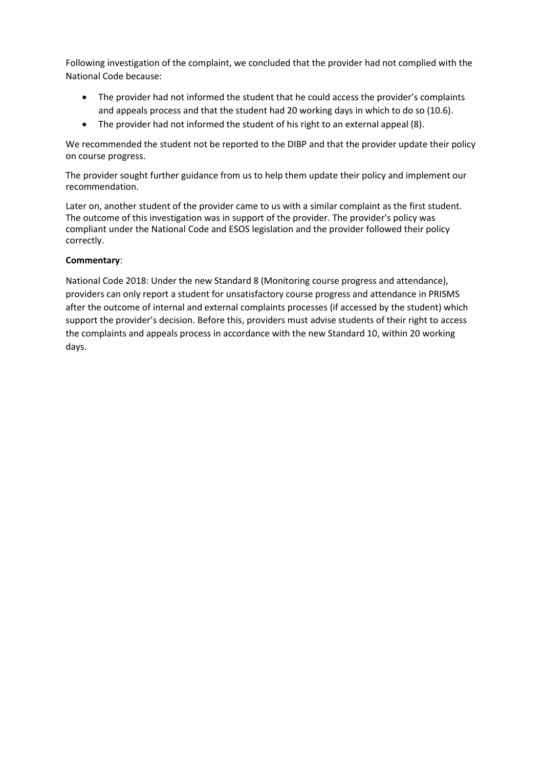Following investigation of the complaint, we concluded that the provider had not complied with the National Code because:

- The provider had not informed the student that he could access the provider's complaints and appeals process and that the student had 20 working days in which to do so (10.6).
- The provider had not informed the student of his right to an external appeal (8).

We recommended the student not be reported to the DIBP and that the provider update their policy on course progress.

The provider sought further guidance from us to help them update their policy and implement our recommendation.

Later on, another student of the provider came to us with a similar complaint as the first student. The outcome of this investigation was in support of the provider. The provider's policy was compliant under the National Code and ESOS legislation and the provider followed their policy correctly.

**Commentary**:

National Code 2018: Under the new Standard 8 (Monitoring course progress and attendance), providers can only report a student for unsatisfactory course progress and attendance in PRISMS after the outcome of internal and external complaints processes (if accessed by the student) which support the provider's decision. Before this, providers must advise students of their right to access the complaints and appeals process in accordance with the new Standard 10, within 20 working days.